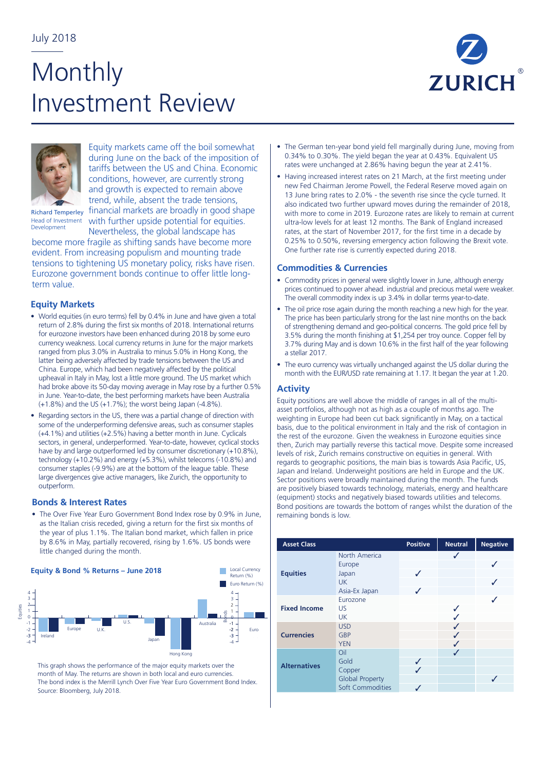July 2018

# Monthly Investment Review

Richard Temperley
Head of Investment Development

Equity markets came off the boil somewhat during June on the back of the imposition of tariffs between the US and China. Economic conditions, however, are currently strong and growth is expected to remain above trend, while, absent the trade tensions, financial markets are broadly in good shape with further upside potential for equities. Nevertheless, the global landscape has become more fragile as shifting sands have become more evident. From increasing populism and mounting trade tensions to tightening US monetary policy, risks have risen. Eurozone government bonds continue to offer little long-term value.

## Equity Markets

- World equities (in euro terms) fell by 0.4% in June and have given a total return of 2.8% during the first six months of 2018. International returns for eurozone investors have been enhanced during 2018 by some euro currency weakness. Local currency returns in June for the major markets ranged from plus 3.0% in Australia to minus 5.0% in Hong Kong, the latter being adversely affected by trade tensions between the US and China. Europe, which had been negatively affected by the political upheaval in Italy in May, lost a little more ground. The US market which had broke above its 50-day moving average in May rose by a further 0.5% in June. Year-to-date, the best performing markets have been Australia (+1.8%) and the US (+1.7%); the worst being Japan (-4.8%).
- Regarding sectors in the US, there was a partial change of direction with some of the underperforming defensive areas, such as consumer staples (+4.1%) and utilities (+2.5%) having a better month in June. Cyclicals sectors, in general, underperformed. Year-to-date, however, cyclical stocks have by and large outperformed led by consumer discretionary (+10.8%), technology (+10.2%) and energy (+5.3%), whilst telecoms (-10.8%) and consumer staples (-9.9%) are at the bottom of the league table. These large divergences give active managers, like Zurich, the opportunity to outperform.

## Bonds & Interest Rates

- The Over Five Year Euro Government Bond Index rose by 0.9% in June, as the Italian crisis receded, giving a return for the first six months of the year of plus 1.1%. The Italian bond market, which fallen in price by 8.6% in May, partially recovered, rising by 1.6%. US bonds were little changed during the month.

**Equity & Bond % Returns – June 2018**

This graph shows the performance of the major equity markets over the month of May. The returns are shown in both local and euro currencies. The bond index is the Merrill Lynch Over Five Year Euro Government Bond Index. Source: Bloomberg, July 2018.

- The German ten-year bond yield fell marginally during June, moving from 0.34% to 0.30%. The yield began the year at 0.43%. Equivalent US rates were unchanged at 2.86% having begun the year at 2.41%.
- Having increased interest rates on 21 March, at the first meeting under new Fed Chairman Jerome Powell, the Federal Reserve moved again on 13 June bring rates to 2.0% - the seventh rise since the cycle turned. It also indicated two further upward moves during the remainder of 2018, with more to come in 2019. Eurozone rates are likely to remain at current ultra-low levels for at least 12 months. The Bank of England increased rates, at the start of November 2017, for the first time in a decade by 0.25% to 0.50%, reversing emergency action following the Brexit vote. One further rate rise is currently expected during 2018.

## Commodities & Currencies

- Commodity prices in general were slightly lower in June, although energy prices continued to power ahead. industrial and precious metal were weaker. The overall commodity index is up 3.4% in dollar terms year-to-date.
- The oil price rose again during the month reaching a new high for the year. The price has been particularly strong for the last nine months on the back of strengthening demand and geo-political concerns. The gold price fell by 3.5% during the month finishing at $1,254 per troy ounce. Copper fell by 3.7% during May and is down 10.6% in the first half of the year following a stellar 2017.
- The euro currency was virtually unchanged against the US dollar during the month with the EUR/USD rate remaining at 1.17. It began the year at 1.20.

## Activity

Equity positions are well above the middle of ranges in all of the multi-asset portfolios, although not as high as a couple of months ago. The weighting in Europe had been cut back significantly in May, on a tactical basis, due to the political environment in Italy and the risk of contagion in the rest of the eurozone. Given the weakness in Eurozone equities since then, Zurich may partially reverse this tactical move. Despite some increased levels of risk, Zurich remains constructive on equities in general. With regards to geographic positions, the main bias is towards Asia Pacific, US, Japan and Ireland. Underweight positions are held in Europe and the UK. Sector positions were broadly maintained during the month. The funds are positively biased towards technology, materials, energy and healthcare (equipment) stocks and negatively biased towards utilities and telecoms. Bond positions are towards the bottom of ranges whilst the duration of the remaining bonds is low.

| Asset Class | | Positive | Neutral | Negative |
|---|---|---|---|---|
| Equities | North America | | ✓ | |
| | Europe | | | ✓ |
| | Japan | ✓ | | |
| | UK | | | ✓ |
| | Asia-Ex Japan | ✓ | | |
| Fixed Income | Eurozone | | | ✓ |
| | US | | ✓ | |
| | UK | | ✓ | |
| Currencies | USD | | ✓ | |
| | GBP | | ✓ | |
| | YEN | | ✓ | |
| Alternatives | Oil | | ✓ | |
| | Gold | ✓ | | |
| | Copper | ✓ | | |
| | Global Property | | | ✓ |
| | Soft Commodities | ✓ | | |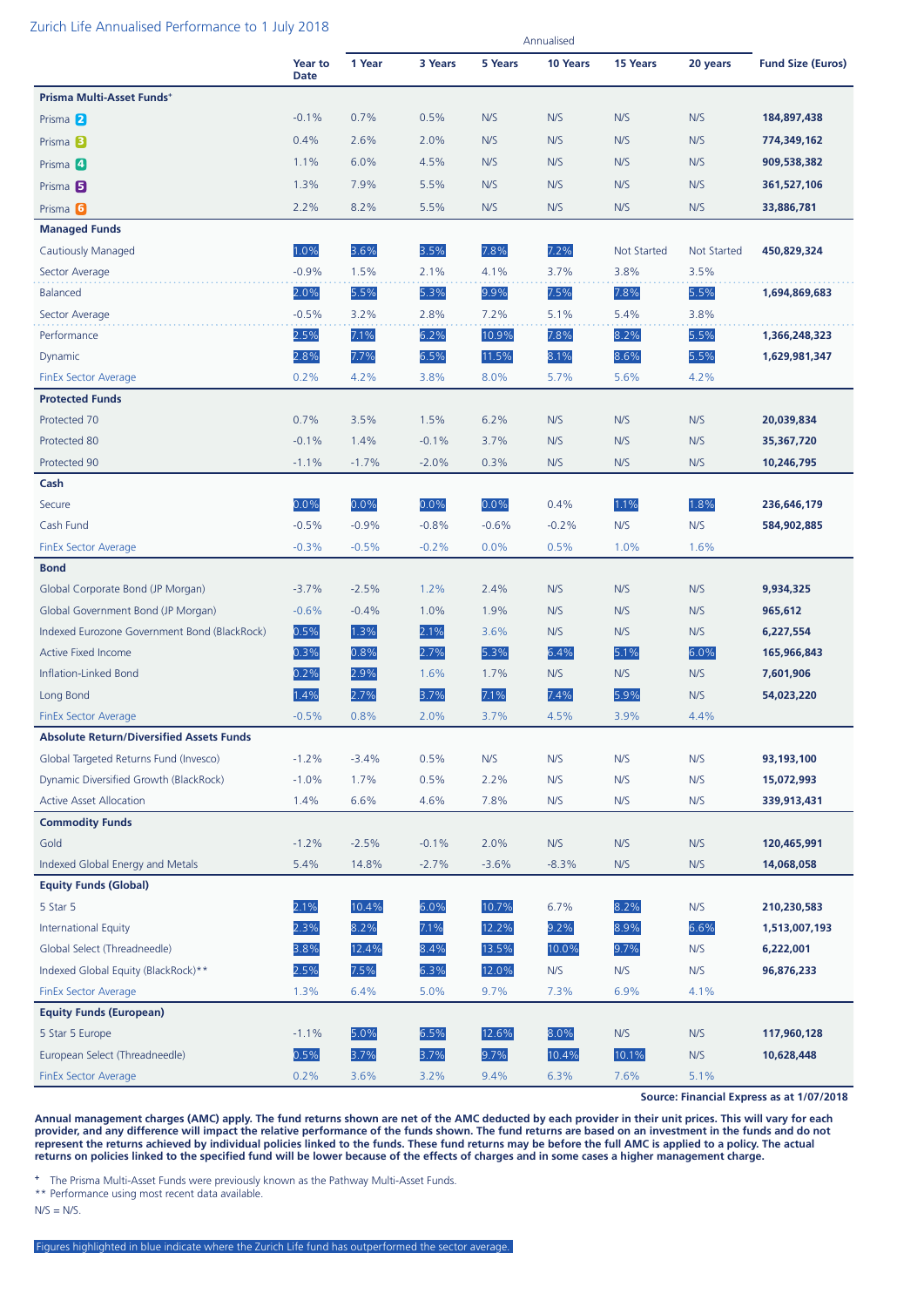# Zurich Life Annualised Performance to 1 July 2018

| | Year to Date | 1 Year | 3 Years | 5 Years | 10 Years | 15 Years | 20 years | Fund Size (Euros) |
|---|---|---|---|---|---|---|---|---|
| | | Annualised | | | | | | |
| **Prisma Multi-Asset Funds+** | | | | | | | | |
| Prisma 2 | -0.1% | 0.7% | 0.5% | N/S | N/S | N/S | N/S | **184,897,438** |
| Prisma 3 | 0.4% | 2.6% | 2.0% | N/S | N/S | N/S | N/S | **774,349,162** |
| Prisma 4 | 1.1% | 6.0% | 4.5% | N/S | N/S | N/S | N/S | **909,538,382** |
| Prisma 5 | 1.3% | 7.9% | 5.5% | N/S | N/S | N/S | N/S | **361,527,106** |
| Prisma 6 | 2.2% | 8.2% | 5.5% | N/S | N/S | N/S | N/S | **33,886,781** |
| **Managed Funds** | | | | | | | | |
| Cautiously Managed | 1.0% | 3.6% | 3.5% | 7.8% | 7.2% | Not Started | Not Started | **450,829,324** |
| Sector Average | -0.9% | 1.5% | 2.1% | 4.1% | 3.7% | 3.8% | 3.5% | |
| Balanced | 2.0% | 5.5% | 5.3% | 9.9% | 7.5% | 7.8% | 5.5% | **1,694,869,683** |
| Sector Average | -0.5% | 3.2% | 2.8% | 7.2% | 5.1% | 5.4% | 3.8% | |
| Performance | 2.5% | 7.1% | 6.2% | 10.9% | 7.8% | 8.2% | 5.5% | **1,366,248,323** |
| Dynamic | 2.8% | 7.7% | 6.5% | 11.5% | 8.1% | 8.6% | 5.5% | **1,629,981,347** |
| FinEx Sector Average | 0.2% | 4.2% | 3.8% | 8.0% | 5.7% | 5.6% | 4.2% | |
| **Protected Funds** | | | | | | | | |
| Protected 70 | 0.7% | 3.5% | 1.5% | 6.2% | N/S | N/S | N/S | **20,039,834** |
| Protected 80 | -0.1% | 1.4% | -0.1% | 3.7% | N/S | N/S | N/S | **35,367,720** |
| Protected 90 | -1.1% | -1.7% | -2.0% | 0.3% | N/S | N/S | N/S | **10,246,795** |
| **Cash** | | | | | | | | |
| Secure | 0.0% | 0.0% | 0.0% | 0.0% | 0.4% | 1.1% | 1.8% | **236,646,179** |
| Cash Fund | -0.5% | -0.9% | -0.8% | -0.6% | -0.2% | N/S | N/S | **584,902,885** |
| FinEx Sector Average | -0.3% | -0.5% | -0.2% | 0.0% | 0.5% | 1.0% | 1.6% | |
| **Bond** | | | | | | | | |
| Global Corporate Bond (JP Morgan) | -3.7% | -2.5% | 1.2% | 2.4% | N/S | N/S | N/S | **9,934,325** |
| Global Government Bond (JP Morgan) | -0.6% | -0.4% | 1.0% | 1.9% | N/S | N/S | N/S | **965,612** |
| Indexed Eurozone Government Bond (BlackRock) | 0.5% | 1.3% | 2.1% | 3.6% | N/S | N/S | N/S | **6,227,554** |
| Active Fixed Income | 0.3% | 0.8% | 2.7% | 5.3% | 6.4% | 5.1% | 6.0% | **165,966,843** |
| Inflation-Linked Bond | 0.2% | 2.9% | 1.6% | 1.7% | N/S | N/S | N/S | **7,601,906** |
| Long Bond | 1.4% | 2.7% | 3.7% | 7.1% | 7.4% | 5.9% | N/S | **54,023,220** |
| FinEx Sector Average | -0.5% | 0.8% | 2.0% | 3.7% | 4.5% | 3.9% | 4.4% | |
| **Absolute Return/Diversified Assets Funds** | | | | | | | | |
| Global Targeted Returns Fund (Invesco) | -1.2% | -3.4% | 0.5% | N/S | N/S | N/S | N/S | **93,193,100** |
| Dynamic Diversified Growth (BlackRock) | -1.0% | 1.7% | 0.5% | 2.2% | N/S | N/S | N/S | **15,072,993** |
| Active Asset Allocation | 1.4% | 6.6% | 4.6% | 7.8% | N/S | N/S | N/S | **339,913,431** |
| **Commodity Funds** | | | | | | | | |
| Gold | -1.2% | -2.5% | -0.1% | 2.0% | N/S | N/S | N/S | **120,465,991** |
| Indexed Global Energy and Metals | 5.4% | 14.8% | -2.7% | -3.6% | -8.3% | N/S | N/S | **14,068,058** |
| **Equity Funds (Global)** | | | | | | | | |
| 5 Star 5 | 2.1% | 10.4% | 6.0% | 10.7% | 6.7% | 8.2% | N/S | **210,230,583** |
| International Equity | 2.3% | 8.2% | 7.1% | 12.2% | 9.2% | 8.9% | 6.6% | **1,513,007,193** |
| Global Select (Threadneedle) | 3.8% | 12.4% | 8.4% | 13.5% | 10.0% | 9.7% | N/S | **6,222,001** |
| Indexed Global Equity (BlackRock)** | 2.5% | 7.5% | 6.3% | 12.0% | N/S | N/S | N/S | **96,876,233** |
| FinEx Sector Average | 1.3% | 6.4% | 5.0% | 9.7% | 7.3% | 6.9% | 4.1% | |
| **Equity Funds (European)** | | | | | | | | |
| 5 Star 5 Europe | -1.1% | 5.0% | 6.5% | 12.6% | 8.0% | N/S | N/S | **117,960,128** |
| European Select (Threadneedle) | 0.5% | 3.7% | 3.7% | 9.7% | 10.4% | 10.1% | N/S | **10,628,448** |
| FinEx Sector Average | 0.2% | 3.6% | 3.2% | 9.4% | 6.3% | 7.6% | 5.1% | |

**Source: Financial Express as at 1/07/2018**

**Annual management charges (AMC) apply. The fund returns shown are net of the AMC deducted by each provider in their unit prices. This will vary for each provider, and any difference will impact the relative performance of the funds shown. The fund returns are based on an investment in the funds and do not represent the returns achieved by individual policies linked to the funds. These fund returns may be before the full AMC is applied to a policy. The actual returns on policies linked to the specified fund will be lower because of the effects of charges and in some cases a higher management charge.**

\+ The Prisma Multi-Asset Funds were previously known as the Pathway Multi-Asset Funds.

** Performance using most recent data available.

N/S = N/S.

Figures highlighted in blue indicate where the Zurich Life fund has outperformed the sector average.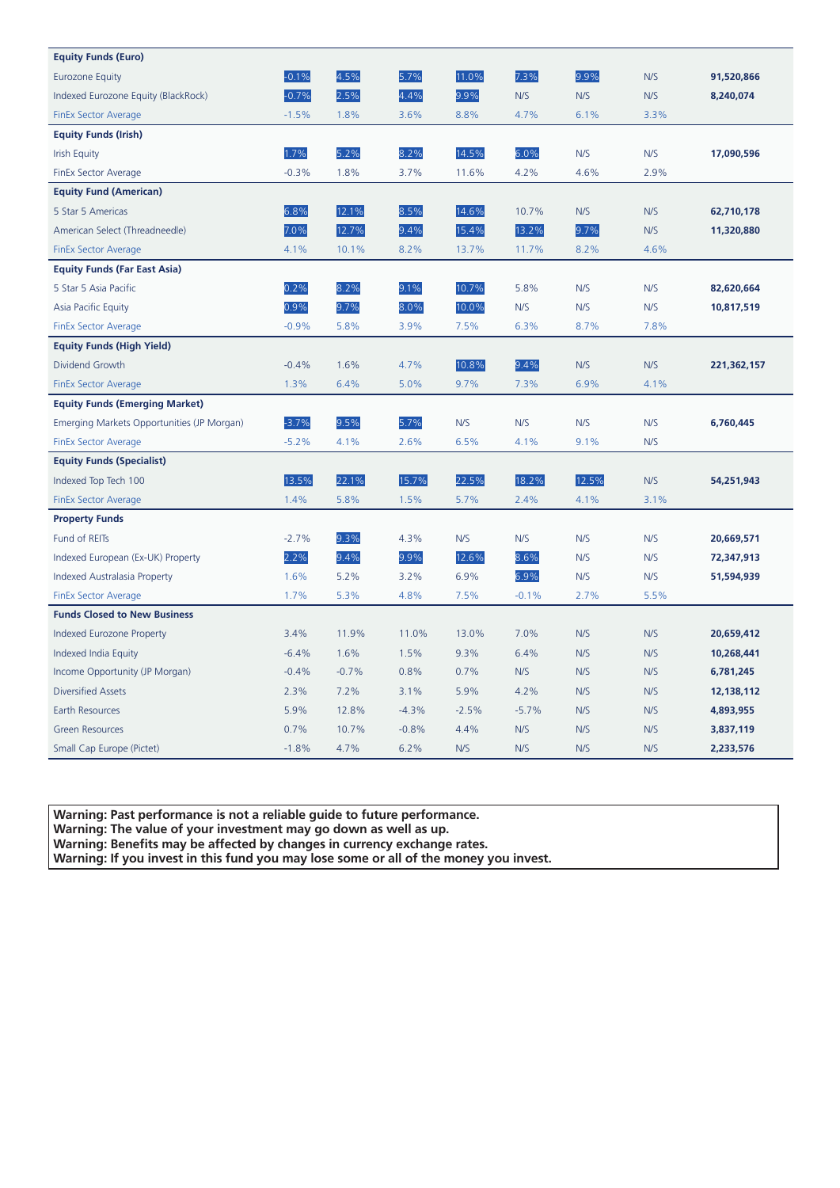| | | | | | | | | |
|---|---|---|---|---|---|---|---|---|
| **Equity Funds (Euro)** | | | | | | | | |
| Eurozone Equity | -0.1% | 4.5% | 5.7% | 11.0% | 7.3% | 9.9% | N/S | **91,520,866** |
| Indexed Eurozone Equity (BlackRock) | -0.7% | 2.5% | 4.4% | 9.9% | N/S | N/S | N/S | **8,240,074** |
| FinEx Sector Average | -1.5% | 1.8% | 3.6% | 8.8% | 4.7% | 6.1% | 3.3% | |
| **Equity Funds (Irish)** | | | | | | | | |
| Irish Equity | 1.7% | 5.2% | 8.2% | 14.5% | 6.0% | N/S | N/S | **17,090,596** |
| FinEx Sector Average | -0.3% | 1.8% | 3.7% | 11.6% | 4.2% | 4.6% | 2.9% | |
| **Equity Fund (American)** | | | | | | | | |
| 5 Star 5 Americas | 6.8% | 12.1% | 8.5% | 14.6% | 10.7% | N/S | N/S | **62,710,178** |
| American Select (Threadneedle) | 7.0% | 12.7% | 9.4% | 15.4% | 13.2% | 9.7% | N/S | **11,320,880** |
| FinEx Sector Average | 4.1% | 10.1% | 8.2% | 13.7% | 11.7% | 8.2% | 4.6% | |
| **Equity Funds (Far East Asia)** | | | | | | | | |
| 5 Star 5 Asia Pacific | 0.2% | 8.2% | 9.1% | 10.7% | 5.8% | N/S | N/S | **82,620,664** |
| Asia Pacific Equity | 0.9% | 9.7% | 8.0% | 10.0% | N/S | N/S | N/S | **10,817,519** |
| FinEx Sector Average | -0.9% | 5.8% | 3.9% | 7.5% | 6.3% | 8.7% | 7.8% | |
| **Equity Funds (High Yield)** | | | | | | | | |
| Dividend Growth | -0.4% | 1.6% | 4.7% | 10.8% | 9.4% | N/S | N/S | **221,362,157** |
| FinEx Sector Average | 1.3% | 6.4% | 5.0% | 9.7% | 7.3% | 6.9% | 4.1% | |
| **Equity Funds (Emerging Market)** | | | | | | | | |
| Emerging Markets Opportunities (JP Morgan) | -3.7% | 9.5% | 5.7% | N/S | N/S | N/S | N/S | **6,760,445** |
| FinEx Sector Average | -5.2% | 4.1% | 2.6% | 6.5% | 4.1% | 9.1% | N/S | |
| **Equity Funds (Specialist)** | | | | | | | | |
| Indexed Top Tech 100 | 13.5% | 22.1% | 15.7% | 22.5% | 18.2% | 12.5% | N/S | **54,251,943** |
| FinEx Sector Average | 1.4% | 5.8% | 1.5% | 5.7% | 2.4% | 4.1% | 3.1% | |
| **Property Funds** | | | | | | | | |
| Fund of REITs | -2.7% | 9.3% | 4.3% | N/S | N/S | N/S | N/S | **20,669,571** |
| Indexed European (Ex-UK) Property | 2.2% | 9.4% | 9.9% | 12.6% | 8.6% | N/S | N/S | **72,347,913** |
| Indexed Australasia Property | 1.6% | 5.2% | 3.2% | 6.9% | 6.9% | N/S | N/S | **51,594,939** |
| FinEx Sector Average | 1.7% | 5.3% | 4.8% | 7.5% | -0.1% | 2.7% | 5.5% | |
| **Funds Closed to New Business** | | | | | | | | |
| Indexed Eurozone Property | 3.4% | 11.9% | 11.0% | 13.0% | 7.0% | N/S | N/S | **20,659,412** |
| Indexed India Equity | -6.4% | 1.6% | 1.5% | 9.3% | 6.4% | N/S | N/S | **10,268,441** |
| Income Opportunity (JP Morgan) | -0.4% | -0.7% | 0.8% | 0.7% | N/S | N/S | N/S | **6,781,245** |
| Diversified Assets | 2.3% | 7.2% | 3.1% | 5.9% | 4.2% | N/S | N/S | **12,138,112** |
| Earth Resources | 5.9% | 12.8% | -4.3% | -2.5% | -5.7% | N/S | N/S | **4,893,955** |
| Green Resources | 0.7% | 10.7% | -0.8% | 4.4% | N/S | N/S | N/S | **3,837,119** |
| Small Cap Europe (Pictet) | -1.8% | 4.7% | 6.2% | N/S | N/S | N/S | N/S | **2,233,576** |

**Warning: Past performance is not a reliable guide to future performance.**
**Warning: The value of your investment may go down as well as up.**
**Warning: Benefits may be affected by changes in currency exchange rates.**
**Warning: If you invest in this fund you may lose some or all of the money you invest.**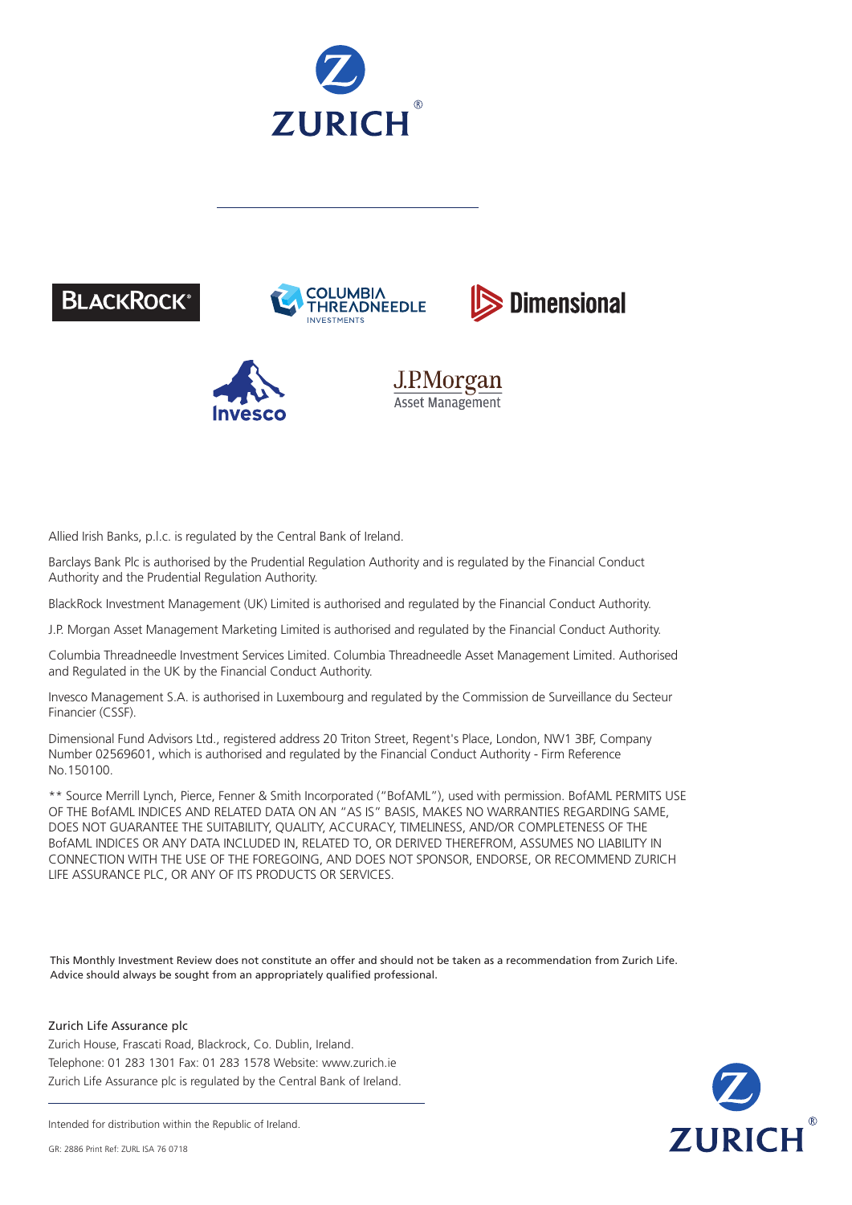Allied Irish Banks, p.l.c. is regulated by the Central Bank of Ireland.

Barclays Bank Plc is authorised by the Prudential Regulation Authority and is regulated by the Financial Conduct Authority and the Prudential Regulation Authority.

BlackRock Investment Management (UK) Limited is authorised and regulated by the Financial Conduct Authority.

J.P. Morgan Asset Management Marketing Limited is authorised and regulated by the Financial Conduct Authority.

Columbia Threadneedle Investment Services Limited. Columbia Threadneedle Asset Management Limited. Authorised and Regulated in the UK by the Financial Conduct Authority.

Invesco Management S.A. is authorised in Luxembourg and regulated by the Commission de Surveillance du Secteur Financier (CSSF).

Dimensional Fund Advisors Ltd., registered address 20 Triton Street, Regent's Place, London, NW1 3BF, Company Number 02569601, which is authorised and regulated by the Financial Conduct Authority - Firm Reference No.150100.

** Source Merrill Lynch, Pierce, Fenner & Smith Incorporated ("BofAML"), used with permission. BofAML PERMITS USE OF THE BofAML INDICES AND RELATED DATA ON AN "AS IS" BASIS, MAKES NO WARRANTIES REGARDING SAME, DOES NOT GUARANTEE THE SUITABILITY, QUALITY, ACCURACY, TIMELINESS, AND/OR COMPLETENESS OF THE BofAML INDICES OR ANY DATA INCLUDED IN, RELATED TO, OR DERIVED THEREFROM, ASSUMES NO LIABILITY IN CONNECTION WITH THE USE OF THE FOREGOING, AND DOES NOT SPONSOR, ENDORSE, OR RECOMMEND ZURICH LIFE ASSURANCE PLC, OR ANY OF ITS PRODUCTS OR SERVICES.

This Monthly Investment Review does not constitute an offer and should not be taken as a recommendation from Zurich Life. Advice should always be sought from an appropriately qualified professional.

Zurich Life Assurance plc
Zurich House, Frascati Road, Blackrock, Co. Dublin, Ireland.
Telephone: 01 283 1301 Fax: 01 283 1578 Website: www.zurich.ie
Zurich Life Assurance plc is regulated by the Central Bank of Ireland.

Intended for distribution within the Republic of Ireland.

GR: 2886 Print Ref: ZURL ISA 76 0718